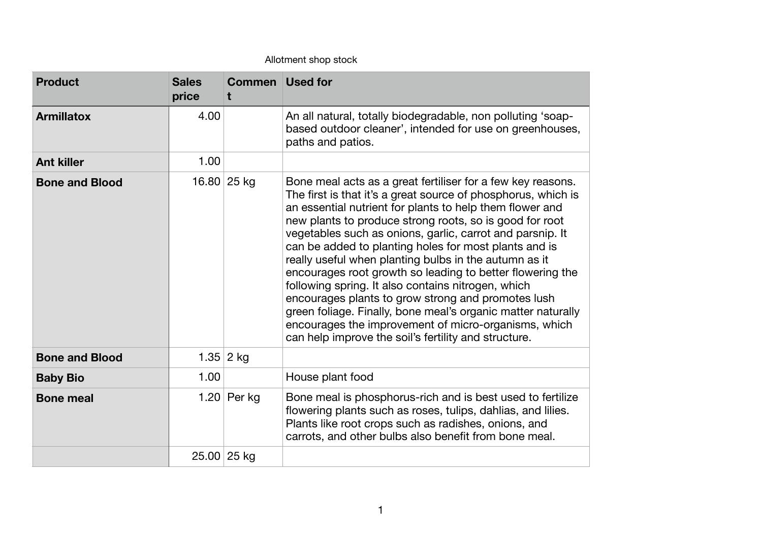Allotment shop stock

| Product | Sales price | Comment | Used for |
|---|---|---|---|
| **Armillatox** | 4.00 | | An all natural, totally biodegradable, non polluting 'soap-based outdoor cleaner', intended for use on greenhouses, paths and patios. |
| **Ant killer** | 1.00 | | |
| **Bone and Blood** | 16.80 | 25 kg | Bone meal acts as a great fertiliser for a few key reasons. The first is that it's a great source of phosphorus, which is an essential nutrient for plants to help them flower and new plants to produce strong roots, so is good for root vegetables such as onions, garlic, carrot and parsnip. It can be added to planting holes for most plants and is really useful when planting bulbs in the autumn as it encourages root growth so leading to better flowering the following spring. It also contains nitrogen, which encourages plants to grow strong and promotes lush green foliage. Finally, bone meal's organic matter naturally encourages the improvement of micro-organisms, which can help improve the soil's fertility and structure. |
| **Bone and Blood** | 1.35 | 2 kg | |
| **Baby Bio** | 1.00 | | House plant food |
| **Bone meal** | 1.20 | Per kg | Bone meal is phosphorus-rich and is best used to fertilize flowering plants such as roses, tulips, dahlias, and lilies. Plants like root crops such as radishes, onions, and carrots, and other bulbs also benefit from bone meal. |
| | 25.00 | 25 kg | |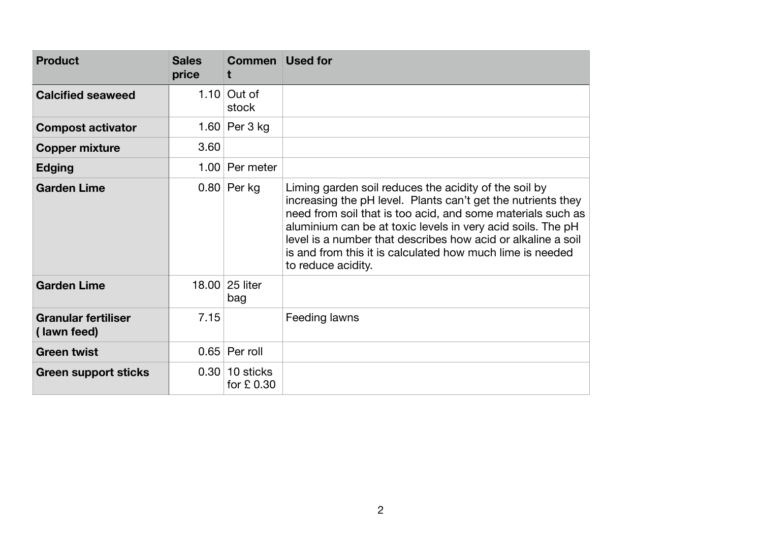| Product | Sales price | Comment | Used for |
|---|---|---|---|
| **Calcified seaweed** | 1.10 | Out of stock | |
| **Compost activator** | 1.60 | Per 3 kg | |
| **Copper mixture** | 3.60 | | |
| **Edging** | 1.00 | Per meter | |
| **Garden Lime** | 0.80 | Per kg | Liming garden soil reduces the acidity of the soil by increasing the pH level. Plants can't get the nutrients they need from soil that is too acid, and some materials such as aluminium can be at toxic levels in very acid soils. The pH level is a number that describes how acid or alkaline a soil is and from this it is calculated how much lime is needed to reduce acidity. |
| **Garden Lime** | 18.00 | 25 liter bag | |
| **Granular fertiliser ( lawn feed)** | 7.15 | | Feeding lawns |
| **Green twist** | 0.65 | Per roll | |
| **Green support sticks** | 0.30 | 10 sticks for £ 0.30 | |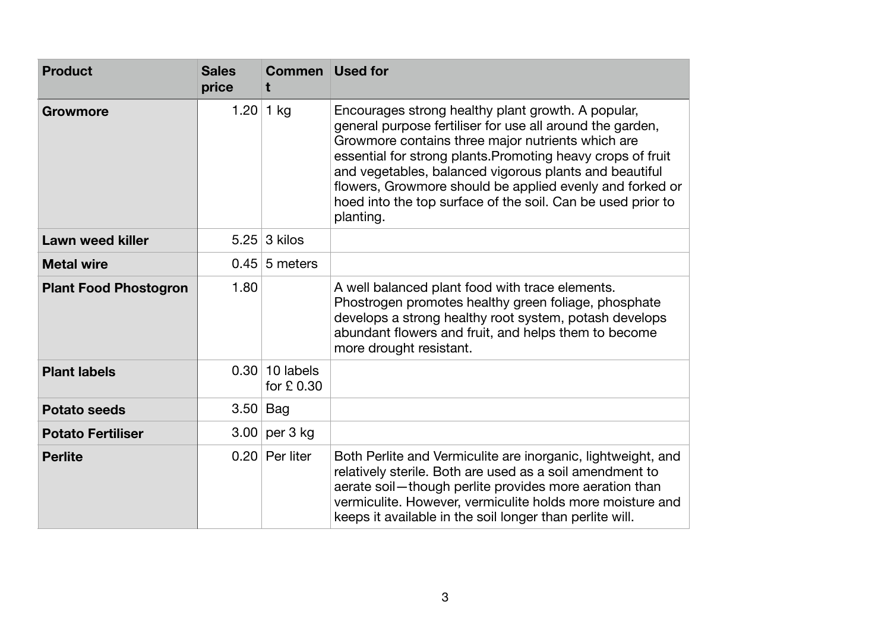| Product | Sales price | Comment | Used for |
|---|---|---|---|
| **Growmore** | 1.20 | 1 kg | Encourages strong healthy plant growth. A popular, general purpose fertiliser for use all around the garden, Growmore contains three major nutrients which are essential for strong plants.Promoting heavy crops of fruit and vegetables, balanced vigorous plants and beautiful flowers, Growmore should be applied evenly and forked or hoed into the top surface of the soil. Can be used prior to planting. |
| **Lawn weed killer** | 5.25 | 3 kilos | |
| **Metal wire** | 0.45 | 5 meters | |
| **Plant Food Phostogron** | 1.80 | | A well balanced plant food with trace elements. Phostrogen promotes healthy green foliage, phosphate develops a strong healthy root system, potash develops abundant flowers and fruit, and helps them to become more drought resistant. |
| **Plant labels** | 0.30 | 10 labels for £ 0.30 | |
| **Potato seeds** | 3.50 | Bag | |
| **Potato Fertiliser** | 3.00 | per 3 kg | |
| **Perlite** | 0.20 | Per liter | Both Perlite and Vermiculite are inorganic, lightweight, and relatively sterile. Both are used as a soil amendment to aerate soil—though perlite provides more aeration than vermiculite. However, vermiculite holds more moisture and keeps it available in the soil longer than perlite will. |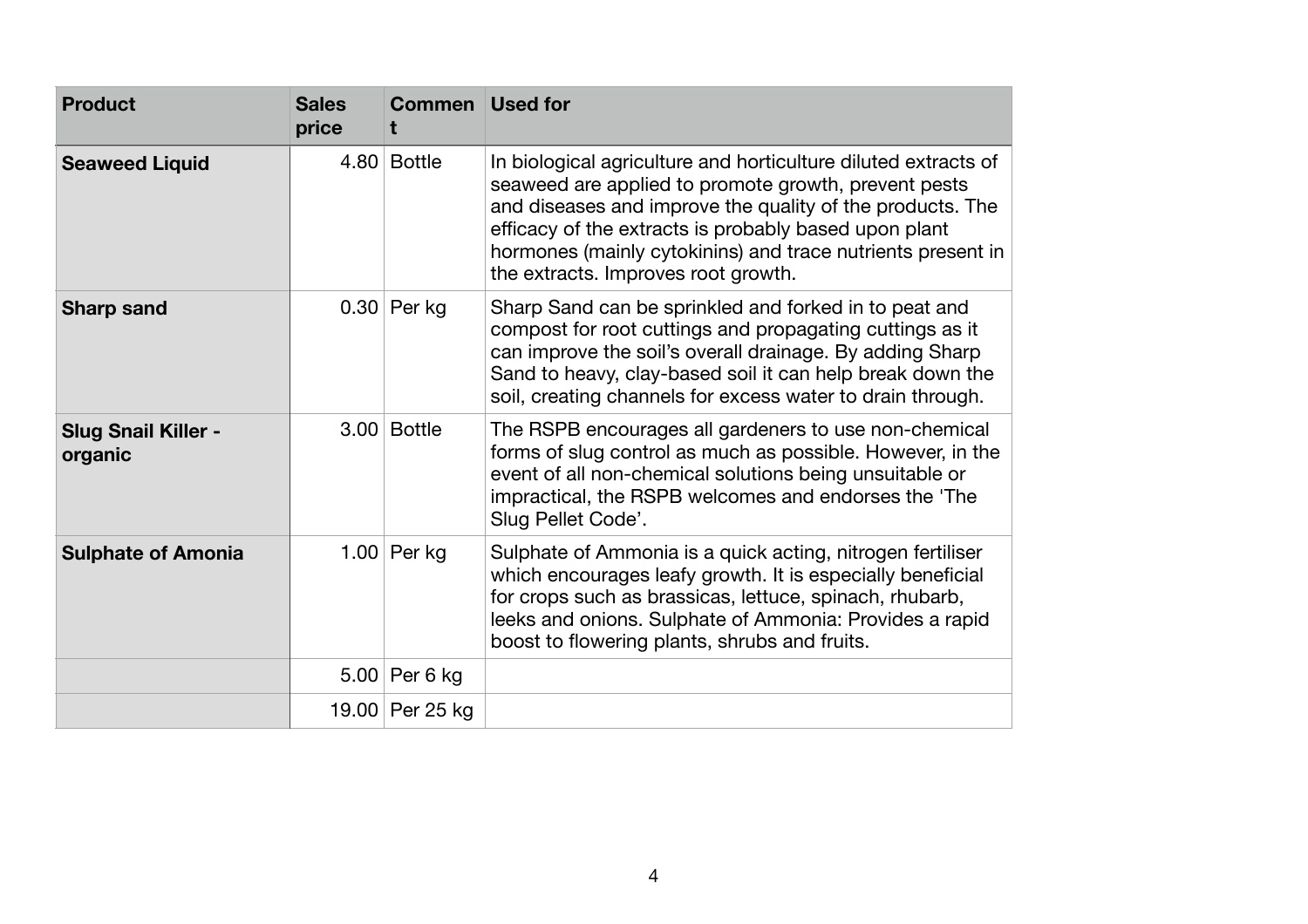| Product | Sales price | Comment | Used for |
|---|---|---|---|
| **Seaweed Liquid** | 4.80 | Bottle | In biological agriculture and horticulture diluted extracts of seaweed are applied to promote growth, prevent pests and diseases and improve the quality of the products. The efficacy of the extracts is probably based upon plant hormones (mainly cytokinins) and trace nutrients present in the extracts. Improves root growth. |
| **Sharp sand** | 0.30 | Per kg | Sharp Sand can be sprinkled and forked in to peat and compost for root cuttings and propagating cuttings as it can improve the soil's overall drainage. By adding Sharp Sand to heavy, clay-based soil it can help break down the soil, creating channels for excess water to drain through. |
| **Slug Snail Killer - organic** | 3.00 | Bottle | The RSPB encourages all gardeners to use non-chemical forms of slug control as much as possible. However, in the event of all non-chemical solutions being unsuitable or impractical, the RSPB welcomes and endorses the 'The Slug Pellet Code'. |
| **Sulphate of Amonia** | 1.00 | Per kg | Sulphate of Ammonia is a quick acting, nitrogen fertiliser which encourages leafy growth. It is especially beneficial for crops such as brassicas, lettuce, spinach, rhubarb, leeks and onions. Sulphate of Ammonia: Provides a rapid boost to flowering plants, shrubs and fruits. |
| | 5.00 | Per 6 kg | |
| | 19.00 | Per 25 kg | |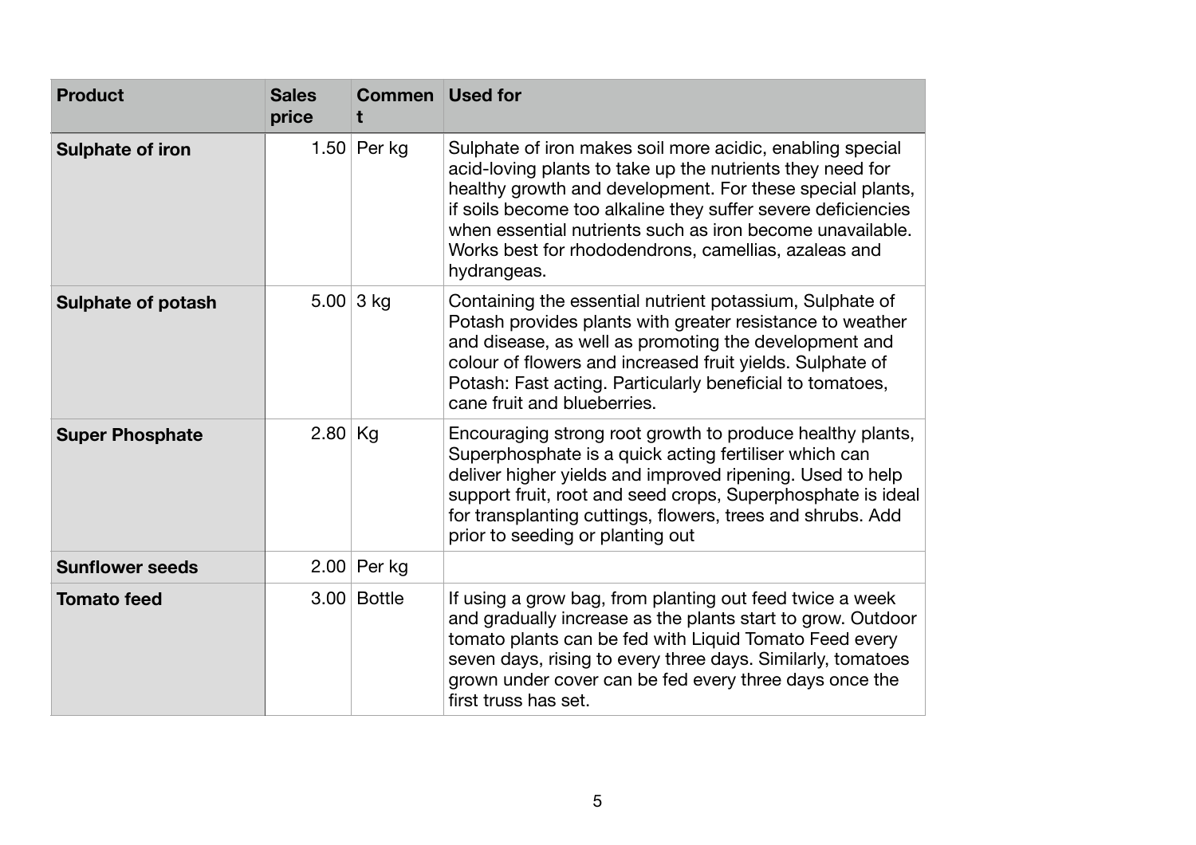| Product | Sales price | Comment | Used for |
|---|---|---|---|
| **Sulphate of iron** | 1.50 | Per kg | Sulphate of iron makes soil more acidic, enabling special acid-loving plants to take up the nutrients they need for healthy growth and development. For these special plants, if soils become too alkaline they suffer severe deficiencies when essential nutrients such as iron become unavailable. Works best for rhododendrons, camellias, azaleas and hydrangeas. |
| **Sulphate of potash** | 5.00 | 3 kg | Containing the essential nutrient potassium, Sulphate of Potash provides plants with greater resistance to weather and disease, as well as promoting the development and colour of flowers and increased fruit yields. Sulphate of Potash: Fast acting. Particularly beneficial to tomatoes, cane fruit and blueberries. |
| **Super Phosphate** | 2.80 | Kg | Encouraging strong root growth to produce healthy plants, Superphosphate is a quick acting fertiliser which can deliver higher yields and improved ripening. Used to help support fruit, root and seed crops, Superphosphate is ideal for transplanting cuttings, flowers, trees and shrubs. Add prior to seeding or planting out |
| **Sunflower seeds** | 2.00 | Per kg | |
| **Tomato feed** | 3.00 | Bottle | If using a grow bag, from planting out feed twice a week and gradually increase as the plants start to grow. Outdoor tomato plants can be fed with Liquid Tomato Feed every seven days, rising to every three days. Similarly, tomatoes grown under cover can be fed every three days once the first truss has set. |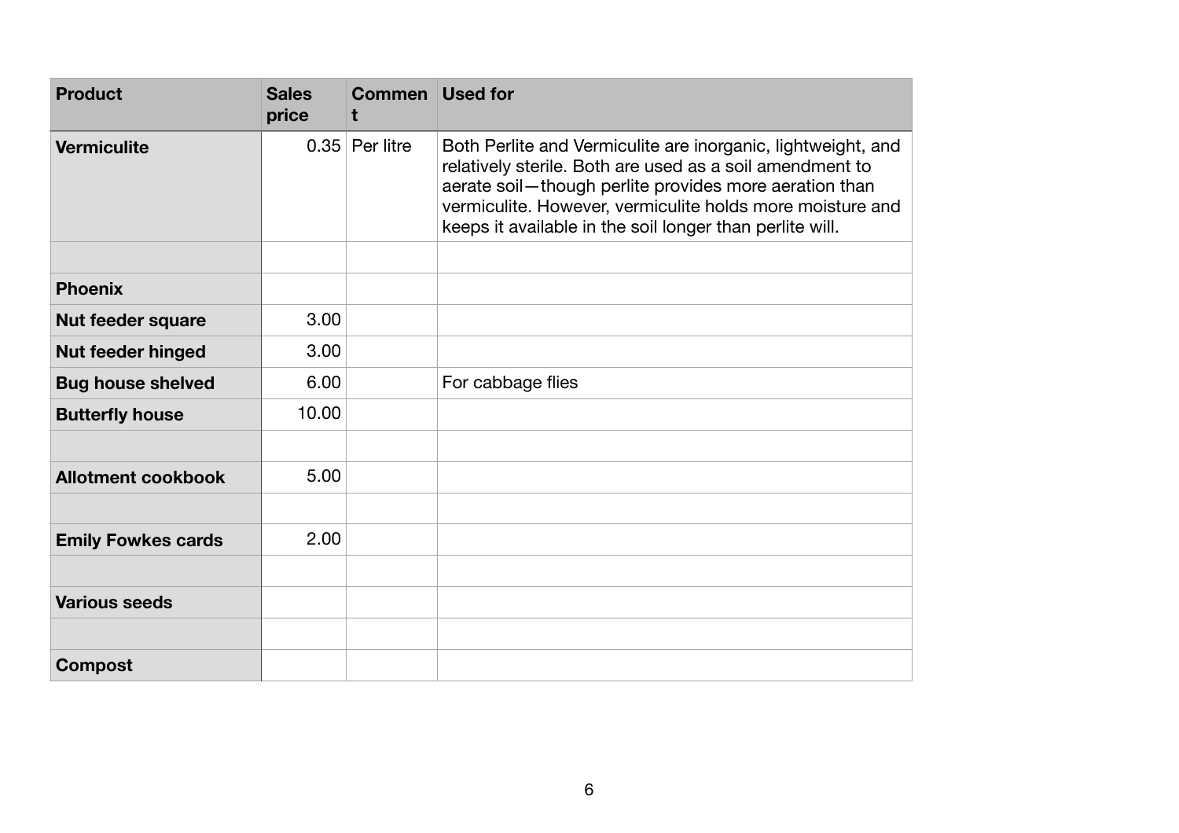| Product | Sales price | Comment | Used for |
|---|---|---|---|
| **Vermiculite** | 0.35 | Per litre | Both Perlite and Vermiculite are inorganic, lightweight, and relatively sterile. Both are used as a soil amendment to aerate soil—though perlite provides more aeration than vermiculite. However, vermiculite holds more moisture and keeps it available in the soil longer than perlite will. |
| | | | |
| **Phoenix** | | | |
| **Nut feeder square** | 3.00 | | |
| **Nut feeder hinged** | 3.00 | | |
| **Bug house shelved** | 6.00 | | For cabbage flies |
| **Butterfly house** | 10.00 | | |
| | | | |
| **Allotment cookbook** | 5.00 | | |
| | | | |
| **Emily Fowkes cards** | 2.00 | | |
| | | | |
| **Various seeds** | | | |
| | | | |
| **Compost** | | | |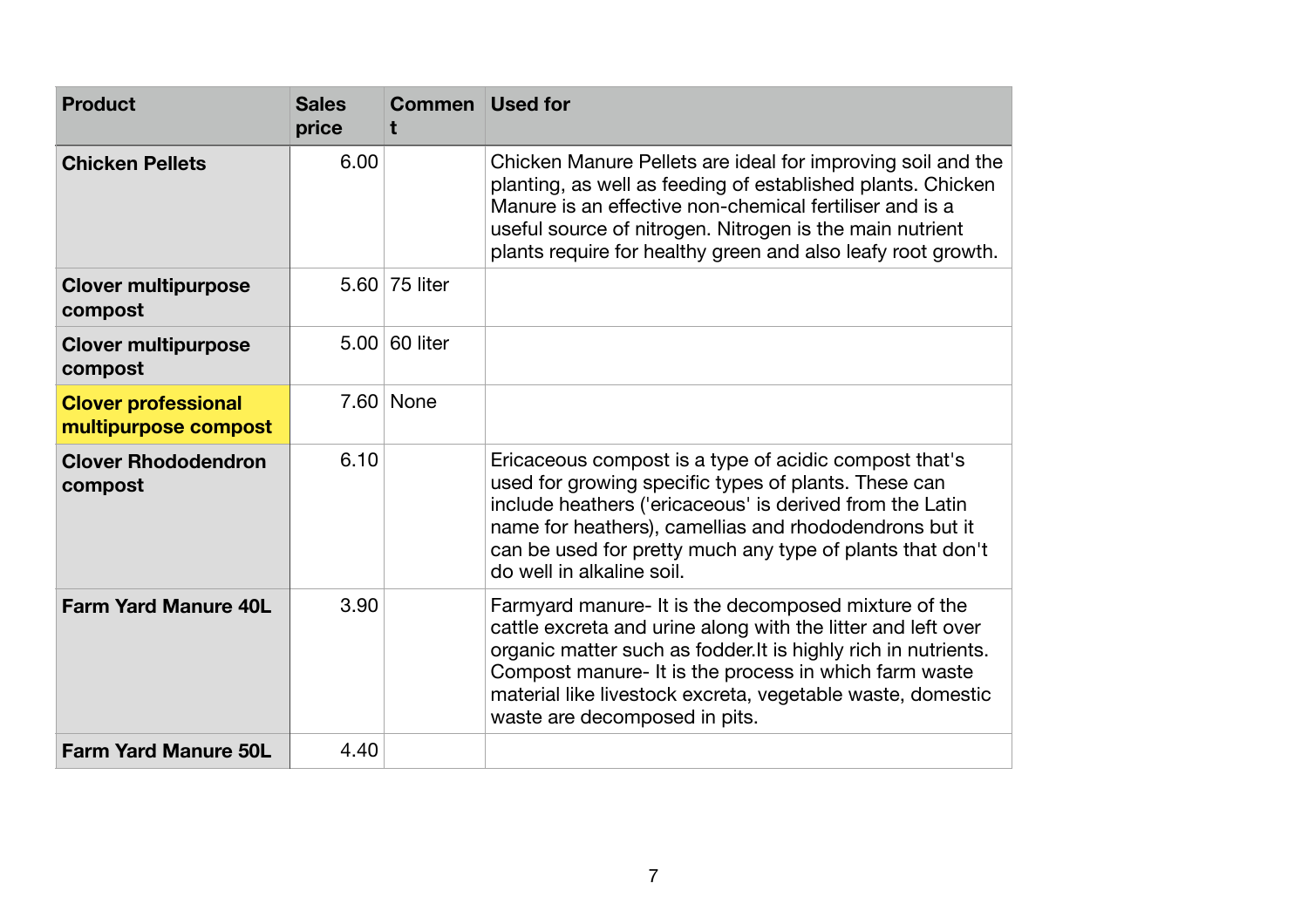| Product | Sales price | Comment | Used for |
|---|---|---|---|
| **Chicken Pellets** | 6.00 | | Chicken Manure Pellets are ideal for improving soil and the planting, as well as feeding of established plants. Chicken Manure is an effective non-chemical fertiliser and is a useful source of nitrogen. Nitrogen is the main nutrient plants require for healthy green and also leafy root growth. |
| **Clover multipurpose compost** | 5.60 | 75 liter | |
| **Clover multipurpose compost** | 5.00 | 60 liter | |
| **Clover professional multipurpose compost** | 7.60 | None | |
| **Clover Rhododendron compost** | 6.10 | | Ericaceous compost is a type of acidic compost that's used for growing specific types of plants. These can include heathers ('ericaceous' is derived from the Latin name for heathers), camellias and rhododendrons but it can be used for pretty much any type of plants that don't do well in alkaline soil. |
| **Farm Yard Manure 40L** | 3.90 | | Farmyard manure- It is the decomposed mixture of the cattle excreta and urine along with the litter and left over organic matter such as fodder.It is highly rich in nutrients. Compost manure- It is the process in which farm waste material like livestock excreta, vegetable waste, domestic waste are decomposed in pits. |
| **Farm Yard Manure 50L** | 4.40 | | |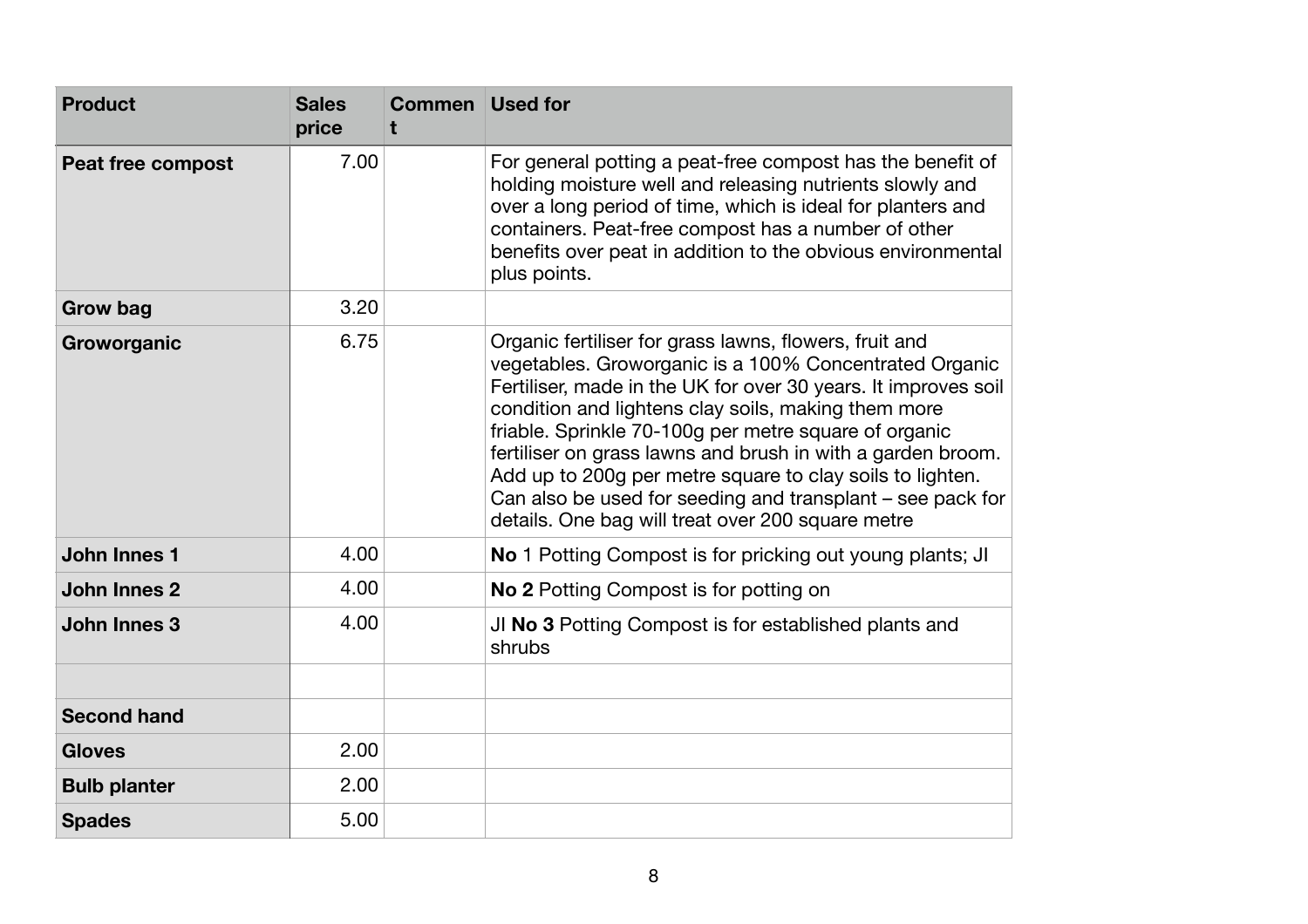| Product | Sales price | Comment | Used for |
|---|---|---|---|
| **Peat free compost** | 7.00 | | For general potting a peat-free compost has the benefit of holding moisture well and releasing nutrients slowly and over a long period of time, which is ideal for planters and containers. Peat-free compost has a number of other benefits over peat in addition to the obvious environmental plus points. |
| **Grow bag** | 3.20 | | |
| **Groworganic** | 6.75 | | Organic fertiliser for grass lawns, flowers, fruit and vegetables. Groworganic is a 100% Concentrated Organic Fertiliser, made in the UK for over 30 years. It improves soil condition and lightens clay soils, making them more friable. Sprinkle 70-100g per metre square of organic fertiliser on grass lawns and brush in with a garden broom. Add up to 200g per metre square to clay soils to lighten. Can also be used for seeding and transplant – see pack for details. One bag will treat over 200 square metre |
| **John Innes 1** | 4.00 | | **No** 1 Potting Compost is for pricking out young plants; JI |
| **John Innes 2** | 4.00 | | **No 2** Potting Compost is for potting on |
| **John Innes 3** | 4.00 | | JI **No 3** Potting Compost is for established plants and shrubs |
| | | | |
| **Second hand** | | | |
| **Gloves** | 2.00 | | |
| **Bulb planter** | 2.00 | | |
| **Spades** | 5.00 | | |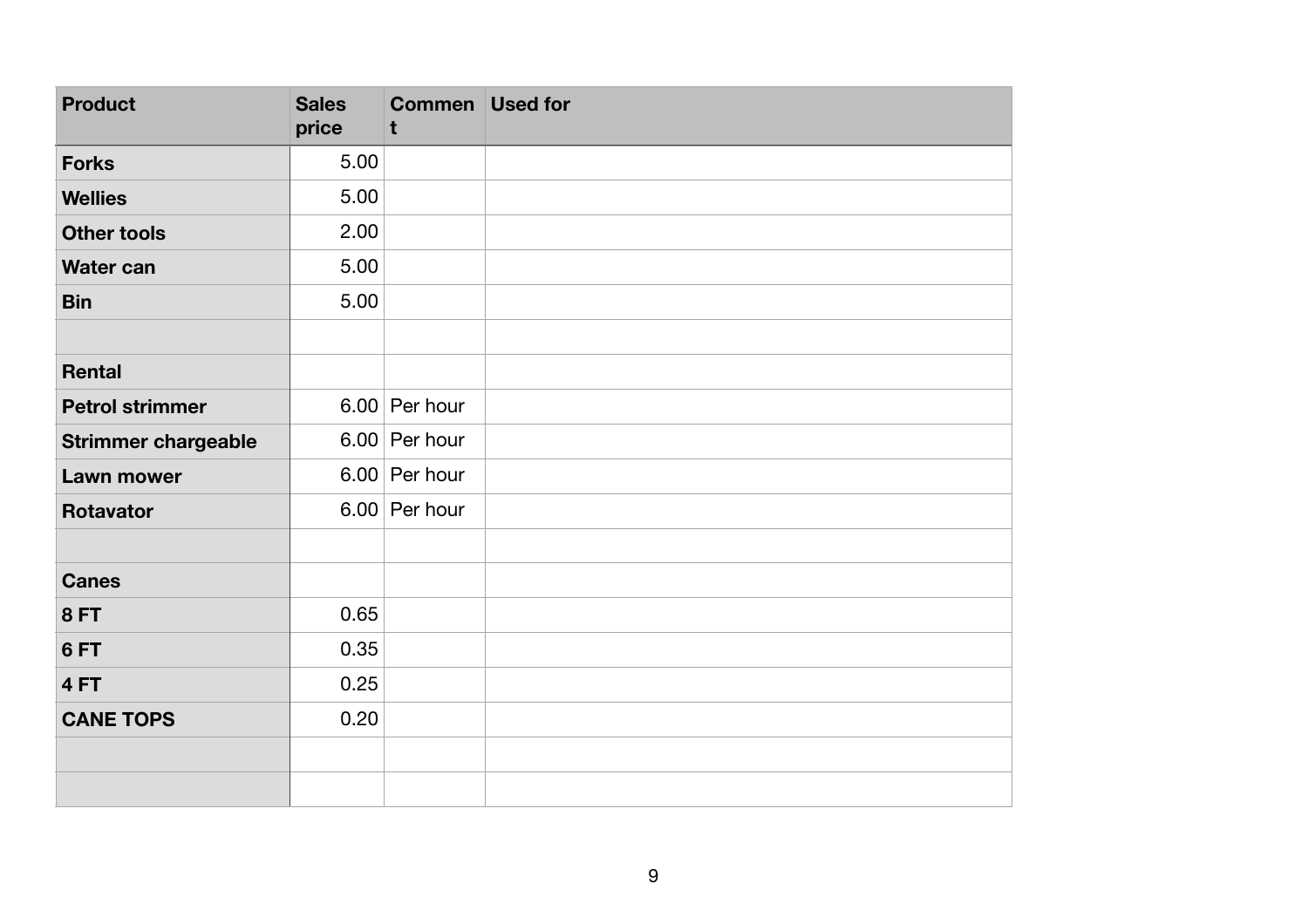| Product | Sales price | Comment | Used for |
|---|---|---|---|
| **Forks** | 5.00 | | |
| **Wellies** | 5.00 | | |
| **Other tools** | 2.00 | | |
| **Water can** | 5.00 | | |
| **Bin** | 5.00 | | |
| | | | |
| **Rental** | | | |
| **Petrol strimmer** | 6.00 | Per hour | |
| **Strimmer chargeable** | 6.00 | Per hour | |
| **Lawn mower** | 6.00 | Per hour | |
| **Rotavator** | 6.00 | Per hour | |
| | | | |
| **Canes** | | | |
| **8 FT** | 0.65 | | |
| **6 FT** | 0.35 | | |
| **4 FT** | 0.25 | | |
| **CANE TOPS** | 0.20 | | |
| | | | |
| | | | |